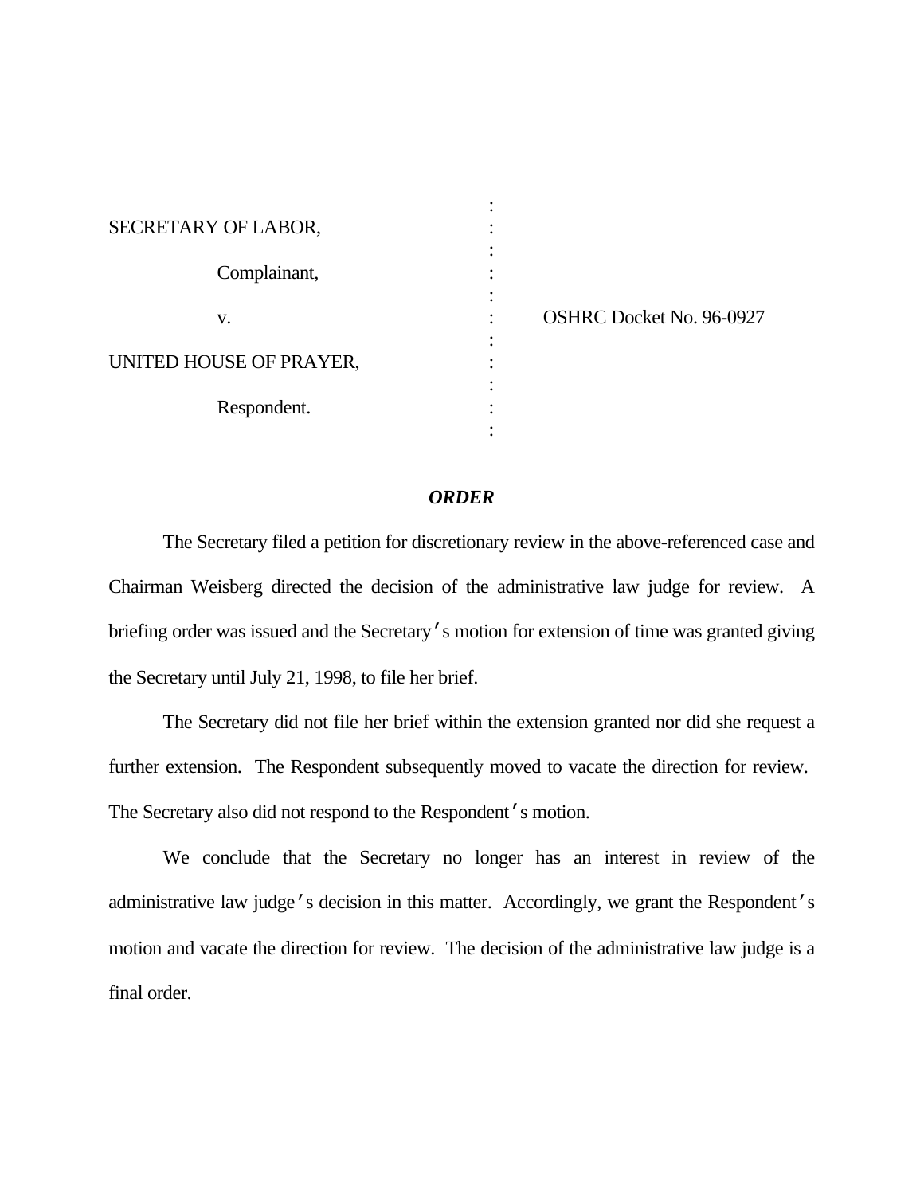SECRETARY OF LABOR,

Complainant,

v. OSHRC Docket No. 96-0927

UNITED HOUSE OF PRAYER,

Respondent.

## *ORDER*

The Secretary filed a petition for discretionary review in the above-referenced case and Chairman Weisberg directed the decision of the administrative law judge for review. A briefing order was issued and the Secretary's motion for extension of time was granted giving the Secretary until July 21, 1998, to file her brief.

The Secretary did not file her brief within the extension granted nor did she request a further extension. The Respondent subsequently moved to vacate the direction for review. The Secretary also did not respond to the Respondent's motion.

We conclude that the Secretary no longer has an interest in review of the administrative law judge's decision in this matter. Accordingly, we grant the Respondent's motion and vacate the direction for review. The decision of the administrative law judge is a final order.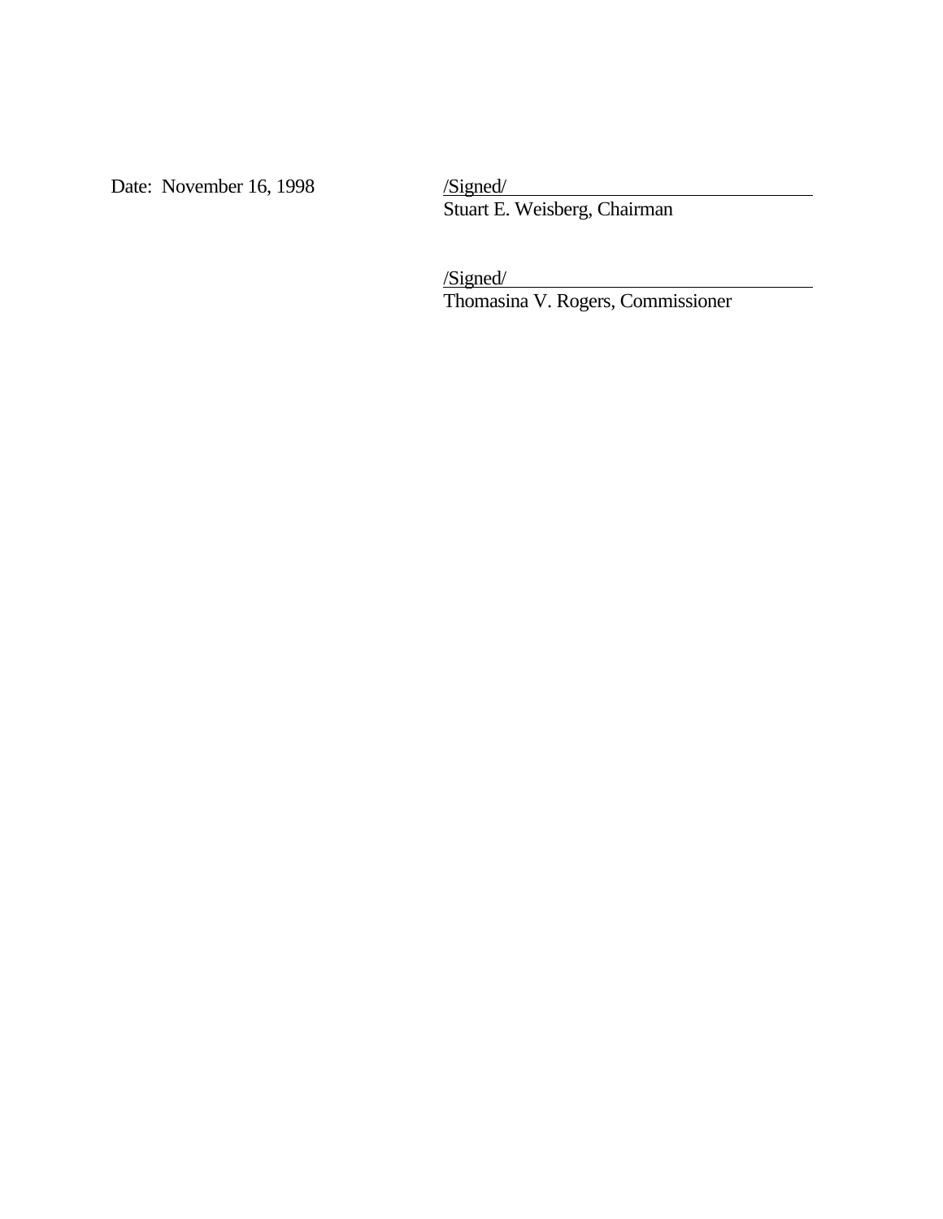Date: November 16, 1998

/Signed/
Stuart E. Weisberg, Chairman

/Signed/
Thomasina V. Rogers, Commissioner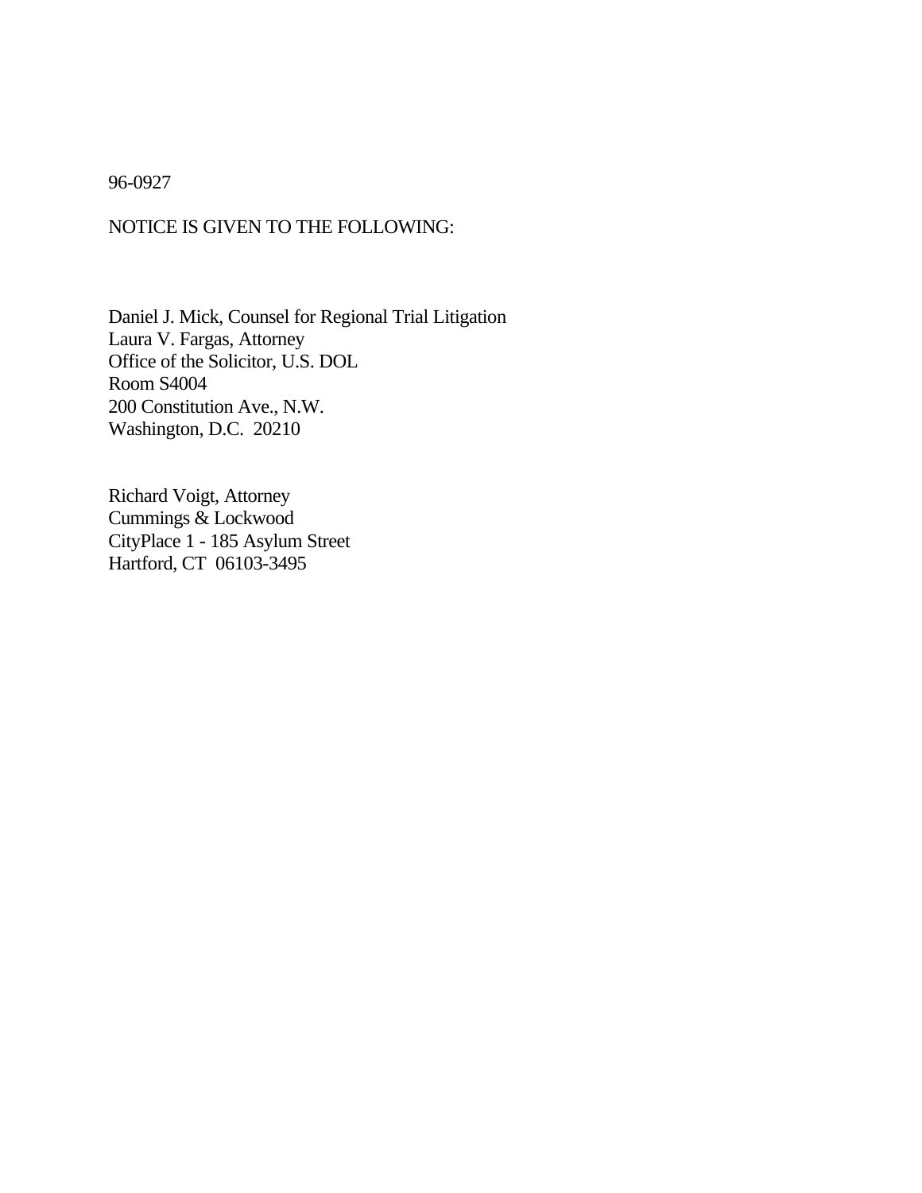96-0927

NOTICE IS GIVEN TO THE FOLLOWING:

Daniel J. Mick, Counsel for Regional Trial Litigation
Laura V. Fargas, Attorney
Office of the Solicitor, U.S. DOL
Room S4004
200 Constitution Ave., N.W.
Washington, D.C.  20210

Richard Voigt, Attorney
Cummings & Lockwood
CityPlace 1 - 185 Asylum Street
Hartford, CT  06103-3495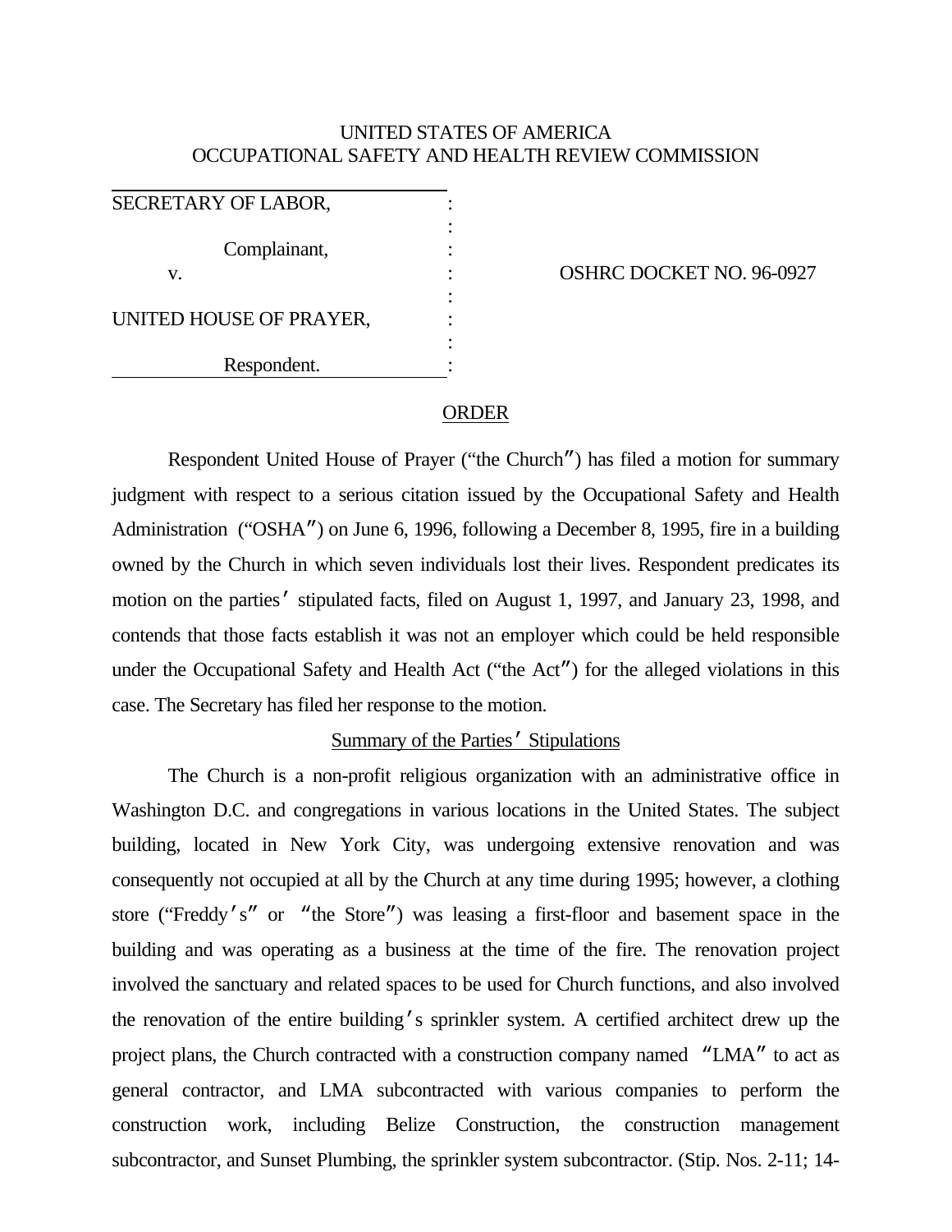UNITED STATES OF AMERICA
OCCUPATIONAL SAFETY AND HEALTH REVIEW COMMISSION

| | | |
|---|---|---|
| SECRETARY OF LABOR, | : | |
| | : | |
| Complainant, | : | |
| v. | : | OSHRC DOCKET NO. 96-0927 |
| | : | |
| UNITED HOUSE OF PRAYER, | : | |
| | : | |
| Respondent. | : | |

## ORDER

Respondent United House of Prayer ("the Church") has filed a motion for summary judgment with respect to a serious citation issued by the Occupational Safety and Health Administration ("OSHA") on June 6, 1996, following a December 8, 1995, fire in a building owned by the Church in which seven individuals lost their lives. Respondent predicates its motion on the parties' stipulated facts, filed on August 1, 1997, and January 23, 1998, and contends that those facts establish it was not an employer which could be held responsible under the Occupational Safety and Health Act ("the Act") for the alleged violations in this case. The Secretary has filed her response to the motion.

### Summary of the Parties' Stipulations

The Church is a non-profit religious organization with an administrative office in Washington D.C. and congregations in various locations in the United States. The subject building, located in New York City, was undergoing extensive renovation and was consequently not occupied at all by the Church at any time during 1995; however, a clothing store ("Freddy's" or "the Store") was leasing a first-floor and basement space in the building and was operating as a business at the time of the fire. The renovation project involved the sanctuary and related spaces to be used for Church functions, and also involved the renovation of the entire building's sprinkler system. A certified architect drew up the project plans, the Church contracted with a construction company named "LMA" to act as general contractor, and LMA subcontracted with various companies to perform the construction work, including Belize Construction, the construction management subcontractor, and Sunset Plumbing, the sprinkler system subcontractor. (Stip. Nos. 2-11; 14-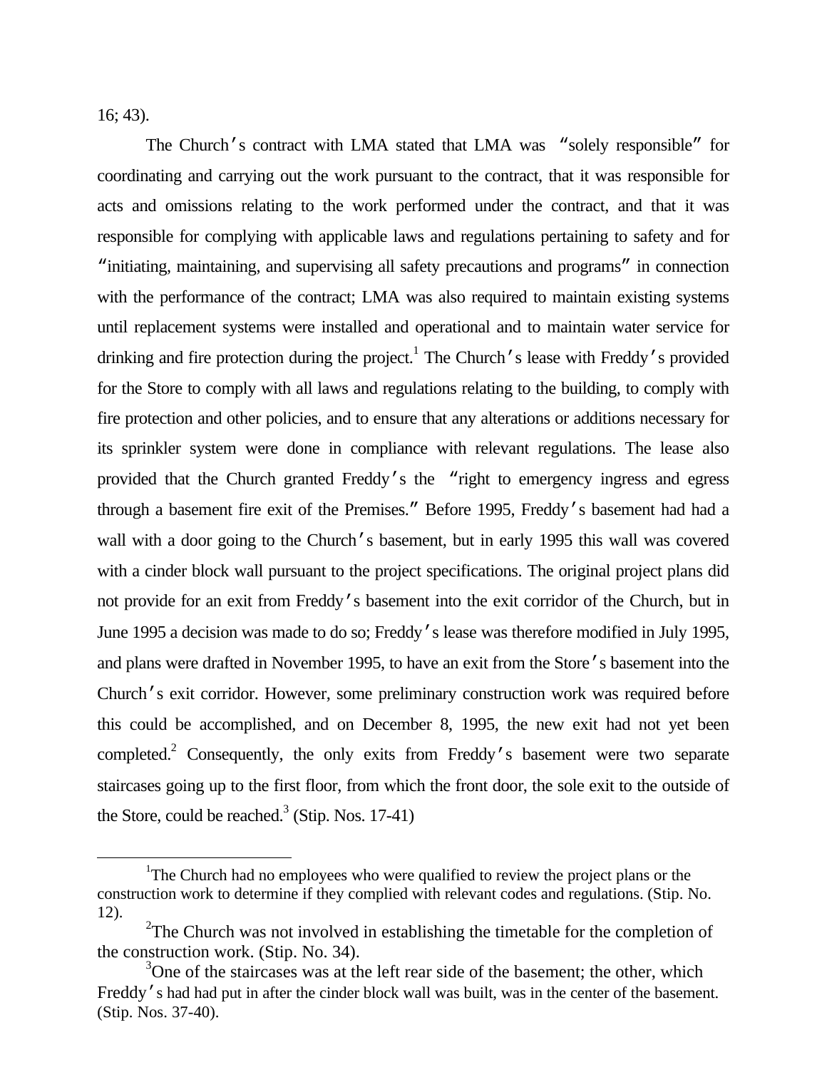16; 43).

The Church's contract with LMA stated that LMA was "solely responsible" for coordinating and carrying out the work pursuant to the contract, that it was responsible for acts and omissions relating to the work performed under the contract, and that it was responsible for complying with applicable laws and regulations pertaining to safety and for "initiating, maintaining, and supervising all safety precautions and programs" in connection with the performance of the contract; LMA was also required to maintain existing systems until replacement systems were installed and operational and to maintain water service for drinking and fire protection during the project.[1] The Church's lease with Freddy's provided for the Store to comply with all laws and regulations relating to the building, to comply with fire protection and other policies, and to ensure that any alterations or additions necessary for its sprinkler system were done in compliance with relevant regulations. The lease also provided that the Church granted Freddy's the "right to emergency ingress and egress through a basement fire exit of the Premises." Before 1995, Freddy's basement had had a wall with a door going to the Church's basement, but in early 1995 this wall was covered with a cinder block wall pursuant to the project specifications. The original project plans did not provide for an exit from Freddy's basement into the exit corridor of the Church, but in June 1995 a decision was made to do so; Freddy's lease was therefore modified in July 1995, and plans were drafted in November 1995, to have an exit from the Store's basement into the Church's exit corridor. However, some preliminary construction work was required before this could be accomplished, and on December 8, 1995, the new exit had not yet been completed.[2] Consequently, the only exits from Freddy's basement were two separate staircases going up to the first floor, from which the front door, the sole exit to the outside of the Store, could be reached.[3] (Stip. Nos. 17-41)

---

[1] The Church had no employees who were qualified to review the project plans or the construction work to determine if they complied with relevant codes and regulations. (Stip. No. 12).

[2] The Church was not involved in establishing the timetable for the completion of the construction work. (Stip. No. 34).

[3] One of the staircases was at the left rear side of the basement; the other, which Freddy's had had put in after the cinder block wall was built, was in the center of the basement. (Stip. Nos. 37-40).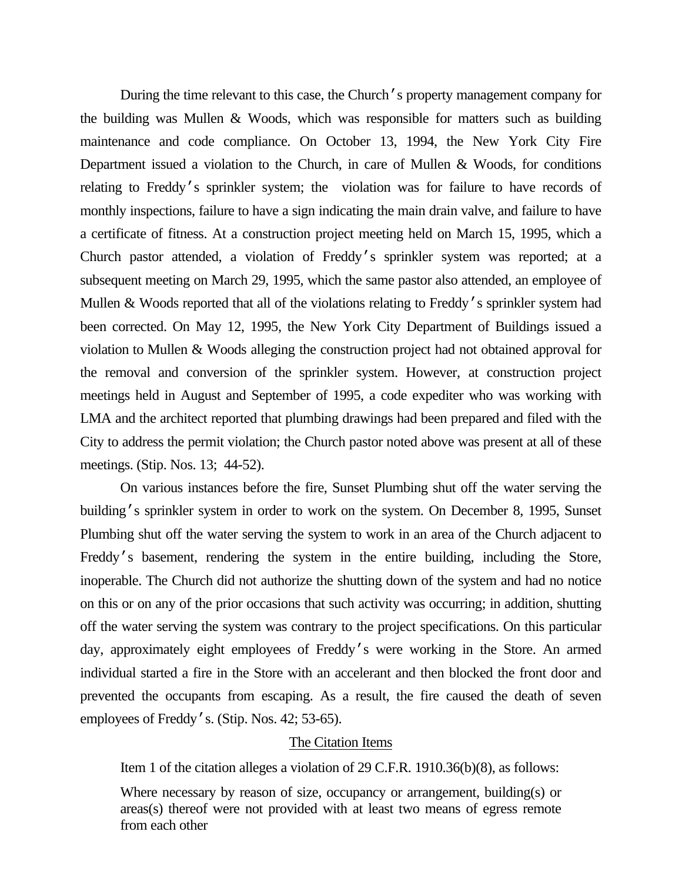During the time relevant to this case, the Church's property management company for the building was Mullen & Woods, which was responsible for matters such as building maintenance and code compliance. On October 13, 1994, the New York City Fire Department issued a violation to the Church, in care of Mullen & Woods, for conditions relating to Freddy's sprinkler system; the violation was for failure to have records of monthly inspections, failure to have a sign indicating the main drain valve, and failure to have a certificate of fitness. At a construction project meeting held on March 15, 1995, which a Church pastor attended, a violation of Freddy's sprinkler system was reported; at a subsequent meeting on March 29, 1995, which the same pastor also attended, an employee of Mullen & Woods reported that all of the violations relating to Freddy's sprinkler system had been corrected. On May 12, 1995, the New York City Department of Buildings issued a violation to Mullen & Woods alleging the construction project had not obtained approval for the removal and conversion of the sprinkler system. However, at construction project meetings held in August and September of 1995, a code expediter who was working with LMA and the architect reported that plumbing drawings had been prepared and filed with the City to address the permit violation; the Church pastor noted above was present at all of these meetings. (Stip. Nos. 13; 44-52).

On various instances before the fire, Sunset Plumbing shut off the water serving the building's sprinkler system in order to work on the system. On December 8, 1995, Sunset Plumbing shut off the water serving the system to work in an area of the Church adjacent to Freddy's basement, rendering the system in the entire building, including the Store, inoperable. The Church did not authorize the shutting down of the system and had no notice on this or on any of the prior occasions that such activity was occurring; in addition, shutting off the water serving the system was contrary to the project specifications. On this particular day, approximately eight employees of Freddy's were working in the Store. An armed individual started a fire in the Store with an accelerant and then blocked the front door and prevented the occupants from escaping. As a result, the fire caused the death of seven employees of Freddy's. (Stip. Nos. 42; 53-65).

## The Citation Items

Item 1 of the citation alleges a violation of 29 C.F.R. 1910.36(b)(8), as follows:

> Where necessary by reason of size, occupancy or arrangement, building(s) or areas(s) thereof were not provided with at least two means of egress remote from each other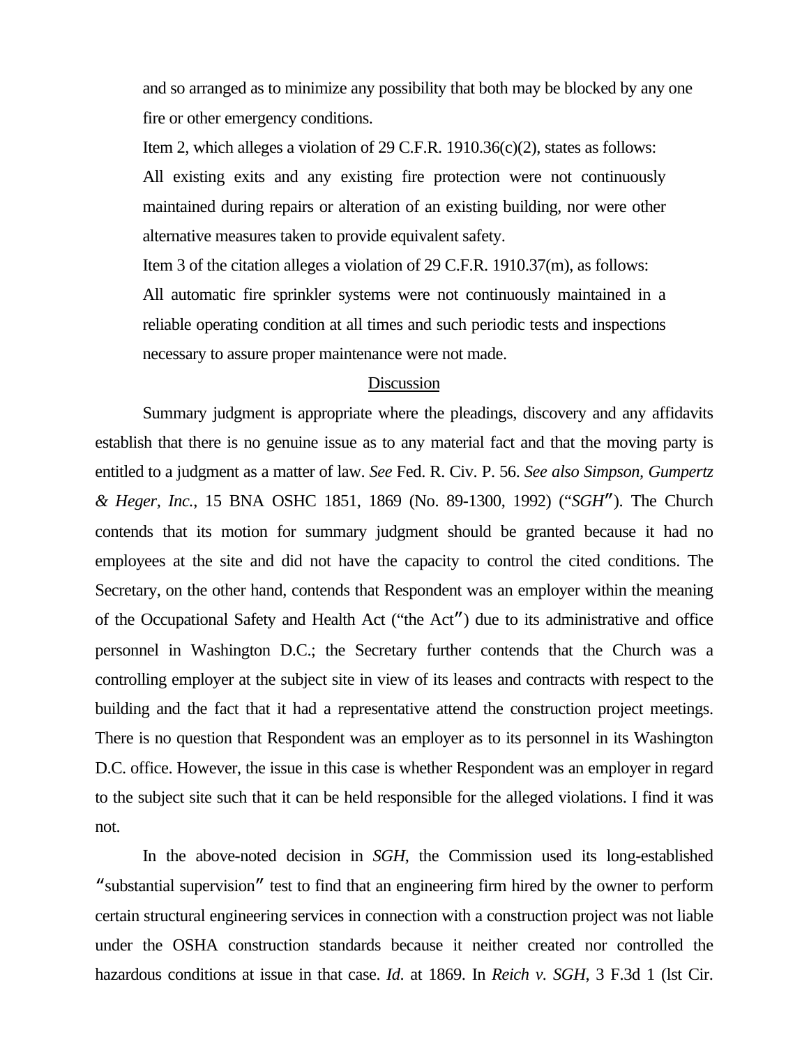and so arranged as to minimize any possibility that both may be blocked by any one fire or other emergency conditions.

Item 2, which alleges a violation of 29 C.F.R. 1910.36(c)(2), states as follows:

All existing exits and any existing fire protection were not continuously maintained during repairs or alteration of an existing building, nor were other alternative measures taken to provide equivalent safety.

Item 3 of the citation alleges a violation of 29 C.F.R. 1910.37(m), as follows:

All automatic fire sprinkler systems were not continuously maintained in a reliable operating condition at all times and such periodic tests and inspections necessary to assure proper maintenance were not made.

Discussion

Summary judgment is appropriate where the pleadings, discovery and any affidavits establish that there is no genuine issue as to any material fact and that the moving party is entitled to a judgment as a matter of law. *See* Fed. R. Civ. P. 56. *See also Simpson, Gumpertz & Heger, Inc.*, 15 BNA OSHC 1851, 1869 (No. 89-1300, 1992) ("*SGH*"). The Church contends that its motion for summary judgment should be granted because it had no employees at the site and did not have the capacity to control the cited conditions. The Secretary, on the other hand, contends that Respondent was an employer within the meaning of the Occupational Safety and Health Act ("the Act") due to its administrative and office personnel in Washington D.C.; the Secretary further contends that the Church was a controlling employer at the subject site in view of its leases and contracts with respect to the building and the fact that it had a representative attend the construction project meetings. There is no question that Respondent was an employer as to its personnel in its Washington D.C. office. However, the issue in this case is whether Respondent was an employer in regard to the subject site such that it can be held responsible for the alleged violations. I find it was not.

In the above-noted decision in *SGH*, the Commission used its long-established "substantial supervision" test to find that an engineering firm hired by the owner to perform certain structural engineering services in connection with a construction project was not liable under the OSHA construction standards because it neither created nor controlled the hazardous conditions at issue in that case. *Id.* at 1869. In *Reich v. SGH*, 3 F.3d 1 (lst Cir.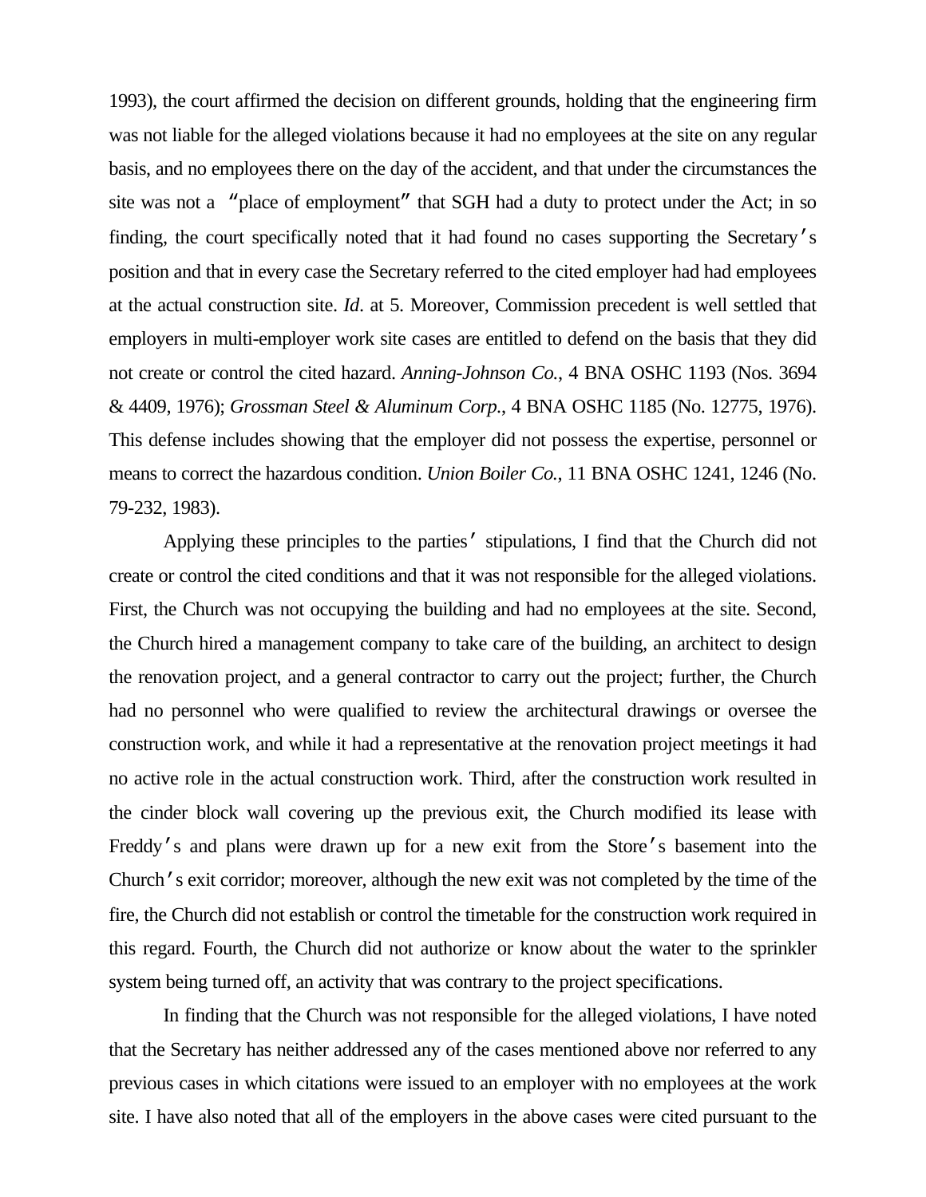1993), the court affirmed the decision on different grounds, holding that the engineering firm was not liable for the alleged violations because it had no employees at the site on any regular basis, and no employees there on the day of the accident, and that under the circumstances the site was not a "place of employment" that SGH had a duty to protect under the Act; in so finding, the court specifically noted that it had found no cases supporting the Secretary's position and that in every case the Secretary referred to the cited employer had had employees at the actual construction site. *Id*. at 5. Moreover, Commission precedent is well settled that employers in multi-employer work site cases are entitled to defend on the basis that they did not create or control the cited hazard. *Anning-Johnson Co.*, 4 BNA OSHC 1193 (Nos. 3694 & 4409, 1976); *Grossman Steel & Aluminum Corp.*, 4 BNA OSHC 1185 (No. 12775, 1976). This defense includes showing that the employer did not possess the expertise, personnel or means to correct the hazardous condition. *Union Boiler Co.*, 11 BNA OSHC 1241, 1246 (No. 79-232, 1983).

Applying these principles to the parties' stipulations, I find that the Church did not create or control the cited conditions and that it was not responsible for the alleged violations. First, the Church was not occupying the building and had no employees at the site. Second, the Church hired a management company to take care of the building, an architect to design the renovation project, and a general contractor to carry out the project; further, the Church had no personnel who were qualified to review the architectural drawings or oversee the construction work, and while it had a representative at the renovation project meetings it had no active role in the actual construction work. Third, after the construction work resulted in the cinder block wall covering up the previous exit, the Church modified its lease with Freddy's and plans were drawn up for a new exit from the Store's basement into the Church's exit corridor; moreover, although the new exit was not completed by the time of the fire, the Church did not establish or control the timetable for the construction work required in this regard. Fourth, the Church did not authorize or know about the water to the sprinkler system being turned off, an activity that was contrary to the project specifications.

In finding that the Church was not responsible for the alleged violations, I have noted that the Secretary has neither addressed any of the cases mentioned above nor referred to any previous cases in which citations were issued to an employer with no employees at the work site. I have also noted that all of the employers in the above cases were cited pursuant to the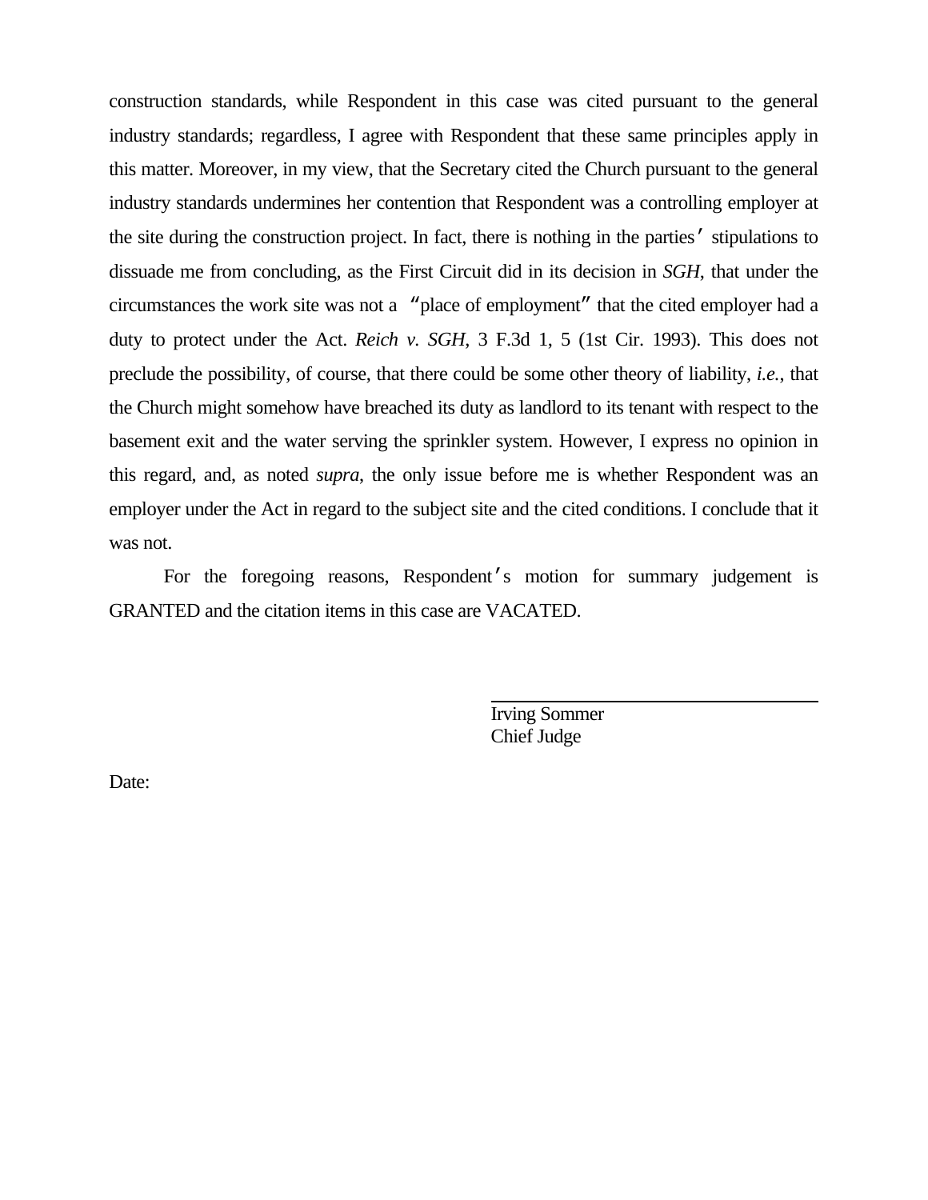construction standards, while Respondent in this case was cited pursuant to the general industry standards; regardless, I agree with Respondent that these same principles apply in this matter. Moreover, in my view, that the Secretary cited the Church pursuant to the general industry standards undermines her contention that Respondent was a controlling employer at the site during the construction project. In fact, there is nothing in the parties' stipulations to dissuade me from concluding, as the First Circuit did in its decision in *SGH*, that under the circumstances the work site was not a "place of employment" that the cited employer had a duty to protect under the Act. *Reich v. SGH*, 3 F.3d 1, 5 (1st Cir. 1993). This does not preclude the possibility, of course, that there could be some other theory of liability, *i.e.*, that the Church might somehow have breached its duty as landlord to its tenant with respect to the basement exit and the water serving the sprinkler system. However, I express no opinion in this regard, and, as noted *supra*, the only issue before me is whether Respondent was an employer under the Act in regard to the subject site and the cited conditions. I conclude that it was not.

For the foregoing reasons, Respondent's motion for summary judgement is GRANTED and the citation items in this case are VACATED.

Irving Sommer
Chief Judge

Date: